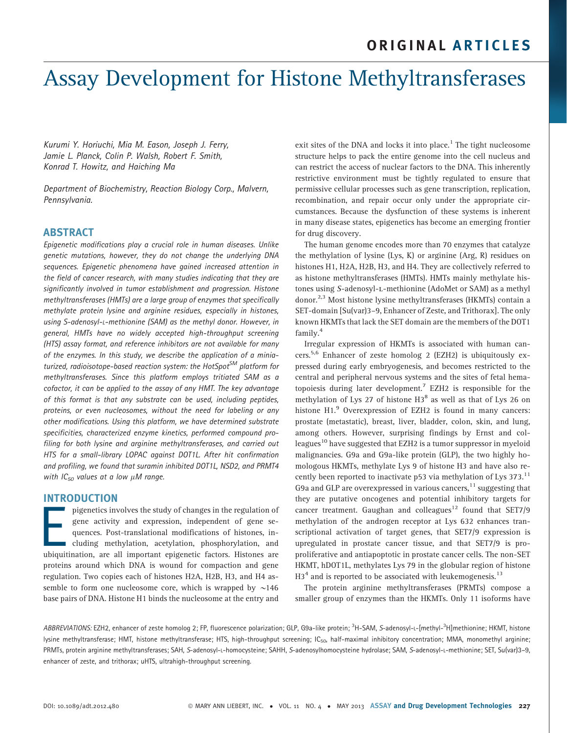# Assay Development for Histone Methyltransferases

*Kurumi Y. Horiuchi, Mia M. Eason, Joseph J. Ferry, Jamie L. Planck, Colin P. Walsh, Robert F. Smith, Konrad T. Howitz, and Haiching Ma*

*Department of Biochemistry, Reaction Biology Corp., Malvern, Pennsylvania.*

## ABSTRACT

*Epigenetic modifications play a crucial role in human diseases. Unlike genetic mutations, however, they do not change the underlying DNA sequences. Epigenetic phenomena have gained increased attention in the field of cancer research, with many studies indicating that they are significantly involved in tumor establishment and progression. Histone methyltransferases (HMTs) are a large group of enzymes that specifically methylate protein lysine and arginine residues, especially in histones, using S-adenosyl-L-methionine (SAM) as the methyl donor. However, in general, HMTs have no widely accepted high-throughput screening (HTS) assay format, and reference inhibitors are not available for many of the enzymes. In this study, we describe the application of a miniaturized, radioisotope-based reaction system: the HotSpot$^{SM}$ platform for methyltransferases. Since this platform employs tritiated SAM as a cofactor, it can be applied to the assay of any HMT. The key advantage of this format is that any substrate can be used, including peptides, proteins, or even nucleosomes, without the need for labeling or any other modifications. Using this platform, we have determined substrate specificities, characterized enzyme kinetics, performed compound profiling for both lysine and arginine methyltransferases, and carried out HTS for a small-library LOPAC against DOT1L. After hit confirmation and profiling, we found that suramin inhibited DOT1L, NSD2, and PRMT4 with $IC_{50}$ values at a low $\mu$M range.*

## INTRODUCTION

Epigenetics involves the study of changes in the regulation of gene activity and expression, independent of gene sequences. Post-translational modifications of histones, including methylation, acetylation, phosphorylation, and ubiquitination, are all important epigenetic factors. Histones are proteins around which DNA is wound for compaction and gene regulation. Two copies each of histones H2A, H2B, H3, and H4 assemble to form one nucleosome core, which is wrapped by ~146 base pairs of DNA. Histone H1 binds the nucleosome at the entry and exit sites of the DNA and locks it into place.[1] The tight nucleosome structure helps to pack the entire genome into the cell nucleus and can restrict the access of nuclear factors to the DNA. This inherently restrictive environment must be tightly regulated to ensure that permissive cellular processes such as gene transcription, replication, recombination, and repair occur only under the appropriate circumstances. Because the dysfunction of these systems is inherent in many disease states, epigenetics has become an emerging frontier for drug discovery.

The human genome encodes more than 70 enzymes that catalyze the methylation of lysine (Lys, K) or arginine (Arg, R) residues on histones H1, H2A, H2B, H3, and H4. They are collectively referred to as histone methyltransferases (HMTs). HMTs mainly methylate histones using *S*-adenosyl-L-methionine (AdoMet or SAM) as a methyl donor.[2,3] Most histone lysine methyltransferases (HKMTs) contain a SET-domain [Su(var)3–9, Enhancer of Zeste, and Trithorax]. The only known HKMTs that lack the SET domain are the members of the DOT1 family.[4]

Irregular expression of HKMTs is associated with human cancers.[5,6] Enhancer of zeste homolog 2 (EZH2) is ubiquitously expressed during early embryogenesis, and becomes restricted to the central and peripheral nervous systems and the sites of fetal hematopoiesis during later development.[7] EZH2 is responsible for the methylation of Lys 27 of histone H3[8] as well as that of Lys 26 on histone H1.[9] Overexpression of EZH2 is found in many cancers: prostate (metastatic), breast, liver, bladder, colon, skin, and lung, among others. However, surprising findings by Ernst and colleagues[10] have suggested that EZH2 is a tumor suppressor in myeloid malignancies. G9a and G9a-like protein (GLP), the two highly homologous HKMTs, methylate Lys 9 of histone H3 and have also recently been reported to inactivate p53 via methylation of Lys 373.[11] G9a and GLP are overexpressed in various cancers,[11] suggesting that they are putative oncogenes and potential inhibitory targets for cancer treatment. Gaughan and colleagues[12] found that SET7/9 methylation of the androgen receptor at Lys 632 enhances transcriptional activation of target genes, that SET7/9 expression is upregulated in prostate cancer tissue, and that SET7/9 is proproliferative and antiapoptotic in prostate cancer cells. The non-SET HKMT, hDOT1L, methylates Lys 79 in the globular region of histone H3[4] and is reported to be associated with leukemogenesis.[13]

The protein arginine methyltransferases (PRMTs) compose a smaller group of enzymes than the HKMTs. Only 11 isoforms have

*ABBREVIATIONS:* EZH2, enhancer of zeste homolog 2; FP, fluorescence polarization; GLP, G9a-like protein; $^{3}$H-SAM, *S*-adenosyl-L-[methyl-$^{3}$H]methionine; HKMT, histone lysine methyltransferase; HMT, histone methyltransferase; HTS, high-throughput screening; $IC_{50}$, half-maximal inhibitory concentration; MMA, monomethyl arginine; PRMTs, protein arginine methyltransferases; SAH, *S*-adenosyl-L-homocysteine; SAHH, *S*-adenosylhomocysteine hydrolase; SAM, *S*-adenosyl-L-methionine; SET, Su(var)3–9, enhancer of zeste, and trithorax; uHTS, ultrahigh-throughput screening.

DOI: 10.1089/adt.2012.480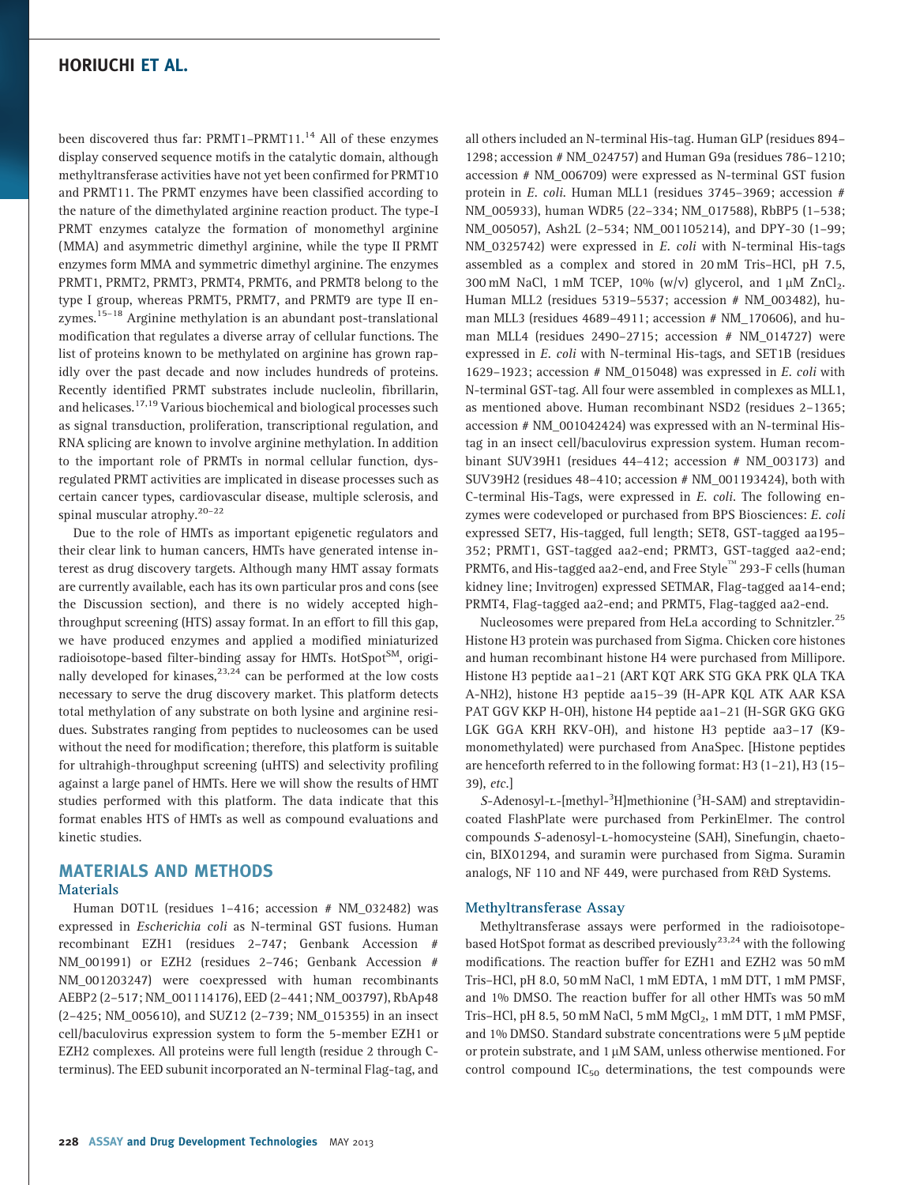been discovered thus far: PRMT1–PRMT11.[14] All of these enzymes display conserved sequence motifs in the catalytic domain, although methyltransferase activities have not yet been confirmed for PRMT10 and PRMT11. The PRMT enzymes have been classified according to the nature of the dimethylated arginine reaction product. The type-I PRMT enzymes catalyze the formation of monomethyl arginine (MMA) and asymmetric dimethyl arginine, while the type II PRMT enzymes form MMA and symmetric dimethyl arginine. The enzymes PRMT1, PRMT2, PRMT3, PRMT4, PRMT6, and PRMT8 belong to the type I group, whereas PRMT5, PRMT7, and PRMT9 are type II enzymes.[15–18] Arginine methylation is an abundant post-translational modification that regulates a diverse array of cellular functions. The list of proteins known to be methylated on arginine has grown rapidly over the past decade and now includes hundreds of proteins. Recently identified PRMT substrates include nucleolin, fibrillarin, and helicases.[17,19] Various biochemical and biological processes such as signal transduction, proliferation, transcriptional regulation, and RNA splicing are known to involve arginine methylation. In addition to the important role of PRMTs in normal cellular function, dysregulated PRMT activities are implicated in disease processes such as certain cancer types, cardiovascular disease, multiple sclerosis, and spinal muscular atrophy.[20–22]

Due to the role of HMTs as important epigenetic regulators and their clear link to human cancers, HMTs have generated intense interest as drug discovery targets. Although many HMT assay formats are currently available, each has its own particular pros and cons (see the Discussion section), and there is no widely accepted high-throughput screening (HTS) assay format. In an effort to fill this gap, we have produced enzymes and applied a modified miniaturized radioisotope-based filter-binding assay for HMTs. HotSpot[SM], originally developed for kinases,[23,24] can be performed at the low costs necessary to serve the drug discovery market. This platform detects total methylation of any substrate on both lysine and arginine residues. Substrates ranging from peptides to nucleosomes can be used without the need for modification; therefore, this platform is suitable for ultrahigh-throughput screening (uHTS) and selectivity profiling against a large panel of HMTs. Here we will show the results of HMT studies performed with this platform. The data indicate that this format enables HTS of HMTs as well as compound evaluations and kinetic studies.

## MATERIALS AND METHODS

### Materials

Human DOT1L (residues 1–416; accession # NM_032482) was expressed in *Escherichia coli* as N-terminal GST fusions. Human recombinant EZH1 (residues 2–747; Genbank Accession # NM_001991) or EZH2 (residues 2–746; Genbank Accession # NM_001203247) were coexpressed with human recombinants AEBP2 (2–517; NM_001114176), EED (2–441; NM_003797), RbAp48 (2–425; NM_005610), and SUZ12 (2–739; NM_015355) in an insect cell/baculovirus expression system to form the 5-member EZH1 or EZH2 complexes. All proteins were full length (residue 2 through C-terminus). The EED subunit incorporated an N-terminal Flag-tag, and all others included an N-terminal His-tag. Human GLP (residues 894–1298; accession # NM_024757) and Human G9a (residues 786–1210; accession # NM_006709) were expressed as N-terminal GST fusion protein in *E. coli*. Human MLL1 (residues 3745–3969; accession # NM_005933), human WDR5 (22–334; NM_017588), RbBP5 (1–538; NM_005057), Ash2L (2–534; NM_001105214), and DPY-30 (1–99; NM_0325742) were expressed in *E. coli* with N-terminal His-tags assembled as a complex and stored in 20 mM Tris–HCl, pH 7.5, 300 mM NaCl, 1 mM TCEP, 10% (w/v) glycerol, and 1 μM $ZnCl_2$. Human MLL2 (residues 5319–5537; accession # NM_003482), human MLL3 (residues 4689–4911; accession # NM_170606), and human MLL4 (residues 2490–2715; accession # NM_014727) were expressed in *E. coli* with N-terminal His-tags, and SET1B (residues 1629–1923; accession # NM_015048) was expressed in *E. coli* with N-terminal GST-tag. All four were assembled in complexes as MLL1, as mentioned above. Human recombinant NSD2 (residues 2–1365; accession # NM_001042424) was expressed with an N-terminal His-tag in an insect cell/baculovirus expression system. Human recombinant SUV39H1 (residues 44–412; accession # NM_003173) and SUV39H2 (residues 48–410; accession # NM_001193424), both with C-terminal His-Tags, were expressed in *E. coli*. The following enzymes were codeveloped or purchased from BPS Biosciences: *E. coli* expressed SET7, His-tagged, full length; SET8, GST-tagged aa195–352; PRMT1, GST-tagged aa2-end; PRMT3, GST-tagged aa2-end; PRMT6, and His-tagged aa2-end, and Free Style™ 293-F cells (human kidney line; Invitrogen) expressed SETMAR, Flag-tagged aa14-end; PRMT4, Flag-tagged aa2-end; and PRMT5, Flag-tagged aa2-end.

Nucleosomes were prepared from HeLa according to Schnitzler.[25] Histone H3 protein was purchased from Sigma. Chicken core histones and human recombinant histone H4 were purchased from Millipore. Histone H3 peptide aa1–21 (ART KQT ARK STG GKA PRK QLA TKA A-NH2), histone H3 peptide aa15–39 (H-APR KQL ATK AAR KSA PAT GGV KKP H-OH), histone H4 peptide aa1–21 (H-SGR GKG GKG LGK GGA KRH RKV-OH), and histone H3 peptide aa3–17 (K9-monomethylated) were purchased from AnaSpec. [Histone peptides are henceforth referred to in the following format: H3 (1–21), H3 (15–39), *etc*.]

*S*-Adenosyl-L-[methyl-$^3$H]methionine ($^3$H-SAM) and streptavidin-coated FlashPlate were purchased from PerkinElmer. The control compounds *S*-adenosyl-L-homocysteine (SAH), Sinefungin, chaetocin, BIX01294, and suramin were purchased from Sigma. Suramin analogs, NF 110 and NF 449, were purchased from R&D Systems.

### Methyltransferase Assay

Methyltransferase assays were performed in the radioisotope-based HotSpot format as described previously[23,24] with the following modifications. The reaction buffer for EZH1 and EZH2 was 50 mM Tris–HCl, pH 8.0, 50 mM NaCl, 1 mM EDTA, 1 mM DTT, 1 mM PMSF, and 1% DMSO. The reaction buffer for all other HMTs was 50 mM Tris–HCl, pH 8.5, 50 mM NaCl, 5 mM $MgCl_2$, 1 mM DTT, 1 mM PMSF, and 1% DMSO. Standard substrate concentrations were 5 μM peptide or protein substrate, and 1 μM SAM, unless otherwise mentioned. For control compound $IC_{50}$ determinations, the test compounds were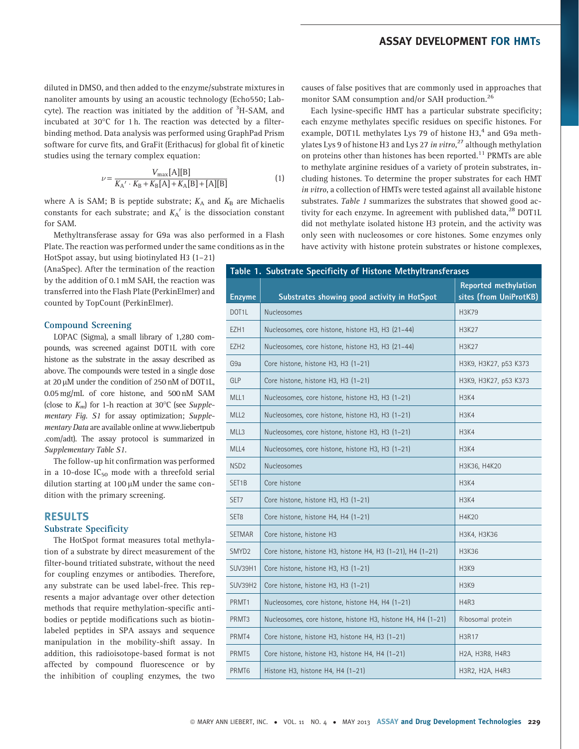diluted in DMSO, and then added to the enzyme/substrate mixtures in nanoliter amounts by using an acoustic technology (Echo550; Labcyte). The reaction was initiated by the addition of $^{3}$H-SAM, and incubated at 30°C for 1 h. The reaction was detected by a filter-binding method. Data analysis was performed using GraphPad Prism software for curve fits, and GraFit (Erithacus) for global fit of kinetic studies using the ternary complex equation:

$$\nu = \frac{V_{\max}[A][B]}{K_{A}' \cdot K_{B} + K_{B}[A] + K_{A}[B] + [A][B]} \tag{1}$$

where A is SAM; B is peptide substrate; $K_A$ and $K_B$ are Michaelis constants for each substrate; and $K_A'$ is the dissociation constant for SAM.

Methyltransferase assay for G9a was also performed in a Flash Plate. The reaction was performed under the same conditions as in the HotSpot assay, but using biotinylated H3 (1–21) (AnaSpec). After the termination of the reaction by the addition of 0.1 mM SAH, the reaction was transferred into the Flash Plate (PerkinElmer) and counted by TopCount (PerkinElmer).

### Compound Screening

LOPAC (Sigma), a small library of 1,280 compounds, was screened against DOT1L with core histone as the substrate in the assay described as above. The compounds were tested in a single dose at 20 μM under the condition of 250 nM of DOT1L, 0.05 mg/mL of core histone, and 500 nM SAM (close to $K_m$) for 1-h reaction at 30°C (see *Supplementary Fig. S1* for assay optimization; *Supplementary Data* are available online at www.liebertpub.com/adt). The assay protocol is summarized in *Supplementary Table S1*.

The follow-up hit confirmation was performed in a 10-dose $IC_{50}$ mode with a threefold serial dilution starting at 100 μM under the same condition with the primary screening.

## RESULTS

### Substrate Specificity

The HotSpot format measures total methylation of a substrate by direct measurement of the filter-bound tritiated substrate, without the need for coupling enzymes or antibodies. Therefore, any substrate can be used label-free. This represents a major advantage over other detection methods that require methylation-specific antibodies or peptide modifications such as biotin-labeled peptides in SPA assays and sequence manipulation in the mobility-shift assay. In addition, this radioisotope-based format is not affected by compound fluorescence or by the inhibition of coupling enzymes, the two causes of false positives that are commonly used in approaches that monitor SAM consumption and/or SAH production.[26]

Each lysine-specific HMT has a particular substrate specificity; each enzyme methylates specific residues on specific histones. For example, DOT1L methylates Lys 79 of histone H3,[4] and G9a methylates Lys 9 of histone H3 and Lys 27 *in vitro*,[27] although methylation on proteins other than histones has been reported.[11] PRMTs are able to methylate arginine residues of a variety of protein substrates, including histones. To determine the proper substrates for each HMT *in vitro*, a collection of HMTs were tested against all available histone substrates. *Table 1* summarizes the substrates that showed good activity for each enzyme. In agreement with published data,[28] DOT1L did not methylate isolated histone H3 protein, and the activity was only seen with nucleosomes or core histones. Some enzymes only have activity with histone protein substrates or histone complexes,

**Table 1. Substrate Specificity of Histone Methyltransferases**

| Enzyme | Substrates showing good activity in HotSpot | Reported methylation sites (from UniProtKB) |
|---|---|---|
| DOT1L | Nucleosomes | H3K79 |
| EZH1 | Nucleosomes, core histone, histone H3, H3 (21–44) | H3K27 |
| EZH2 | Nucleosomes, core histone, histone H3, H3 (21–44) | H3K27 |
| G9a | Core histone, histone H3, H3 (1–21) | H3K9, H3K27, p53 K373 |
| GLP | Core histone, histone H3, H3 (1–21) | H3K9, H3K27, p53 K373 |
| MLL1 | Nucleosomes, core histone, histone H3, H3 (1–21) | H3K4 |
| MLL2 | Nucleosomes, core histone, histone H3, H3 (1–21) | H3K4 |
| MLL3 | Nucleosomes, core histone, histone H3, H3 (1–21) | H3K4 |
| MLL4 | Nucleosomes, core histone, histone H3, H3 (1–21) | H3K4 |
| NSD2 | Nucleosomes | H3K36, H4K20 |
| SET1B | Core histone | H3K4 |
| SET7 | Core histone, histone H3, H3 (1–21) | H3K4 |
| SET8 | Core histone, histone H4, H4 (1–21) | H4K20 |
| SETMAR | Core histone, histone H3 | H3K4, H3K36 |
| SMYD2 | Core histone, histone H3, histone H4, H3 (1–21), H4 (1–21) | H3K36 |
| SUV39H1 | Core histone, histone H3, H3 (1–21) | H3K9 |
| SUV39H2 | Core histone, histone H3, H3 (1–21) | H3K9 |
| PRMT1 | Nucleosomes, core histone, histone H4, H4 (1–21) | H4R3 |
| PRMT3 | Nucleosomes, core histone, histone H3, histone H4, H4 (1–21) | Ribosomal protein |
| PRMT4 | Core histone, histone H3, histone H4, H3 (1–21) | H3R17 |
| PRMT5 | Core histone, histone H3, histone H4, H4 (1–21) | H2A, H3R8, H4R3 |
| PRMT6 | Histone H3, histone H4, H4 (1–21) | H3R2, H2A, H4R3 |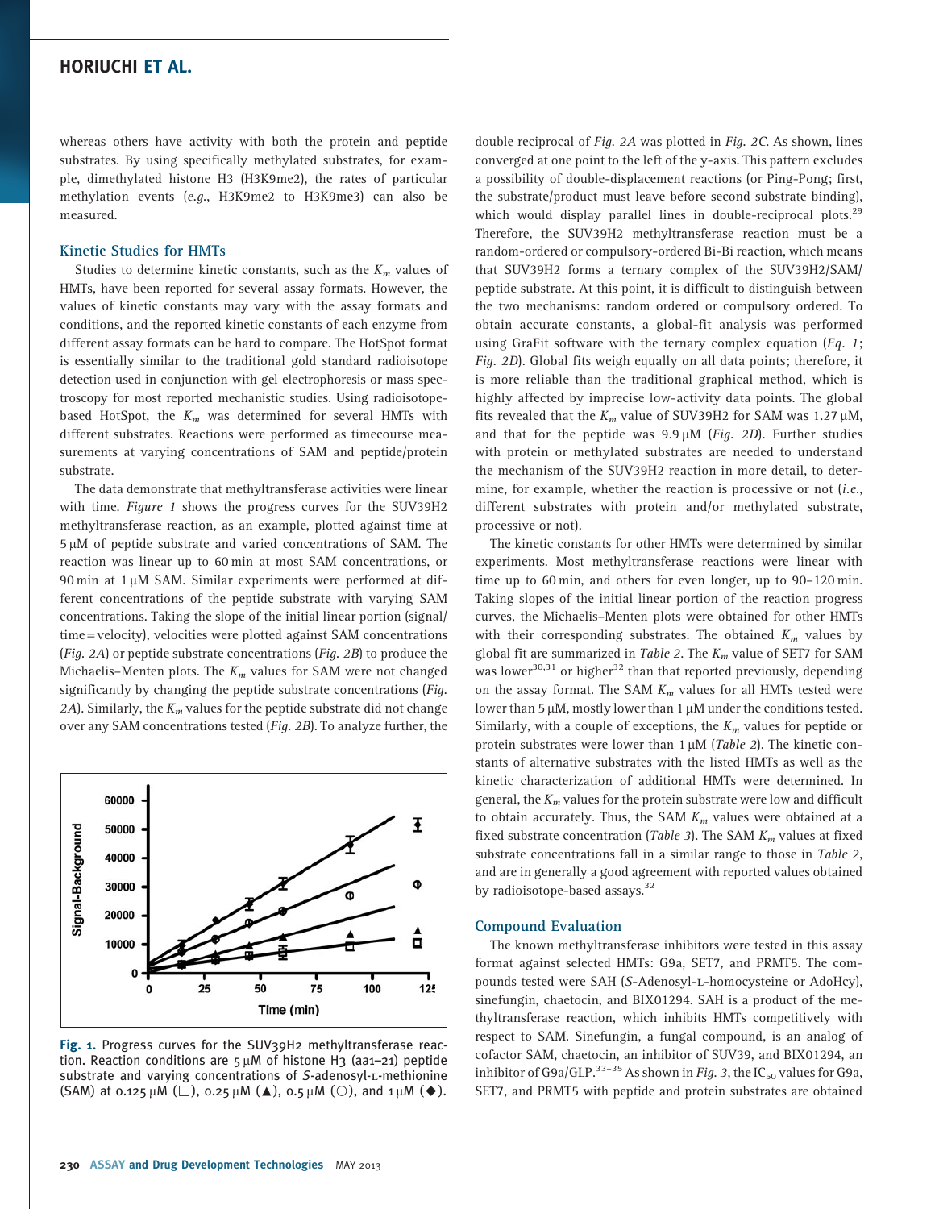whereas others have activity with both the protein and peptide substrates. By using specifically methylated substrates, for example, dimethylated histone H3 (H3K9me2), the rates of particular methylation events (*e.g.*, H3K9me2 to H3K9me3) can also be measured.

### Kinetic Studies for HMTs

Studies to determine kinetic constants, such as the $K_m$ values of HMTs, have been reported for several assay formats. However, the values of kinetic constants may vary with the assay formats and conditions, and the reported kinetic constants of each enzyme from different assay formats can be hard to compare. The HotSpot format is essentially similar to the traditional gold standard radioisotope detection used in conjunction with gel electrophoresis or mass spectroscopy for most reported mechanistic studies. Using radioisotope-based HotSpot, the $K_m$ was determined for several HMTs with different substrates. Reactions were performed as timecourse measurements at varying concentrations of SAM and peptide/protein substrate.

The data demonstrate that methyltransferase activities were linear with time. *Figure 1* shows the progress curves for the SUV39H2 methyltransferase reaction, as an example, plotted against time at 5 μM of peptide substrate and varied concentrations of SAM. The reaction was linear up to 60 min at most SAM concentrations, or 90 min at 1 μM SAM. Similar experiments were performed at different concentrations of the peptide substrate with varying SAM concentrations. Taking the slope of the initial linear portion (signal/time = velocity), velocities were plotted against SAM concentrations (*Fig. 2A*) or peptide substrate concentrations (*Fig. 2B*) to produce the Michaelis–Menten plots. The $K_m$ values for SAM were not changed significantly by changing the peptide substrate concentrations (*Fig. 2A*). Similarly, the $K_m$ values for the peptide substrate did not change over any SAM concentrations tested (*Fig. 2B*). To analyze further, the double reciprocal of *Fig. 2A* was plotted in *Fig. 2C*. As shown, lines converged at one point to the left of the y-axis. This pattern excludes a possibility of double-displacement reactions (or Ping-Pong; first, the substrate/product must leave before second substrate binding), which would display parallel lines in double-reciprocal plots.[29] Therefore, the SUV39H2 methyltransferase reaction must be a random-ordered or compulsory-ordered Bi-Bi reaction, which means that SUV39H2 forms a ternary complex of the SUV39H2/SAM/peptide substrate. At this point, it is difficult to distinguish between the two mechanisms: random ordered or compulsory ordered. To obtain accurate constants, a global-fit analysis was performed using GraFit software with the ternary complex equation (*Eq. 1*; *Fig. 2D*). Global fits weigh equally on all data points; therefore, it is more reliable than the traditional graphical method, which is highly affected by imprecise low-activity data points. The global fits revealed that the $K_m$ value of SUV39H2 for SAM was 1.27 μM, and that for the peptide was 9.9 μM (*Fig. 2D*). Further studies with protein or methylated substrates are needed to understand the mechanism of the SUV39H2 reaction in more detail, to determine, for example, whether the reaction is processive or not (*i.e.*, different substrates with protein and/or methylated substrate, processive or not).

Fig. 1. Progress curves for the SUV39H2 methyltransferase reaction. Reaction conditions are 5 μM of histone H3 (aa1–21) peptide substrate and varying concentrations of *S*-adenosyl-L-methionine (SAM) at 0.125 μM (□), 0.25 μM (▲), 0.5 μM (○), and 1 μM (◆).

The kinetic constants for other HMTs were determined by similar experiments. Most methyltransferase reactions were linear with time up to 60 min, and others for even longer, up to 90–120 min. Taking slopes of the initial linear portion of the reaction progress curves, the Michaelis–Menten plots were obtained for other HMTs with their corresponding substrates. The obtained $K_m$ values by global fit are summarized in *Table 2*. The $K_m$ value of SET7 for SAM was lower[30,31] or higher[32] than that reported previously, depending on the assay format. The SAM $K_m$ values for all HMTs tested were lower than 5 μM, mostly lower than 1 μM under the conditions tested. Similarly, with a couple of exceptions, the $K_m$ values for peptide or protein substrates were lower than 1 μM (*Table 2*). The kinetic constants of alternative substrates with the listed HMTs as well as the kinetic characterization of additional HMTs were determined. In general, the $K_m$ values for the protein substrate were low and difficult to obtain accurately. Thus, the SAM $K_m$ values were obtained at a fixed substrate concentration (*Table 3*). The SAM $K_m$ values at fixed substrate concentrations fall in a similar range to those in *Table 2*, and are in generally a good agreement with reported values obtained by radioisotope-based assays.[32]

### Compound Evaluation

The known methyltransferase inhibitors were tested in this assay format against selected HMTs: G9a, SET7, and PRMT5. The compounds tested were SAH (*S*-Adenosyl-L-homocysteine or AdoHcy), sinefungin, chaetocin, and BIX01294. SAH is a product of the methyltransferase reaction, which inhibits HMTs competitively with respect to SAM. Sinefungin, a fungal compound, is an analog of cofactor SAM, chaetocin, an inhibitor of SUV39, and BIX01294, an inhibitor of G9a/GLP.[33–35] As shown in *Fig. 3*, the $IC_{50}$ values for G9a, SET7, and PRMT5 with peptide and protein substrates are obtained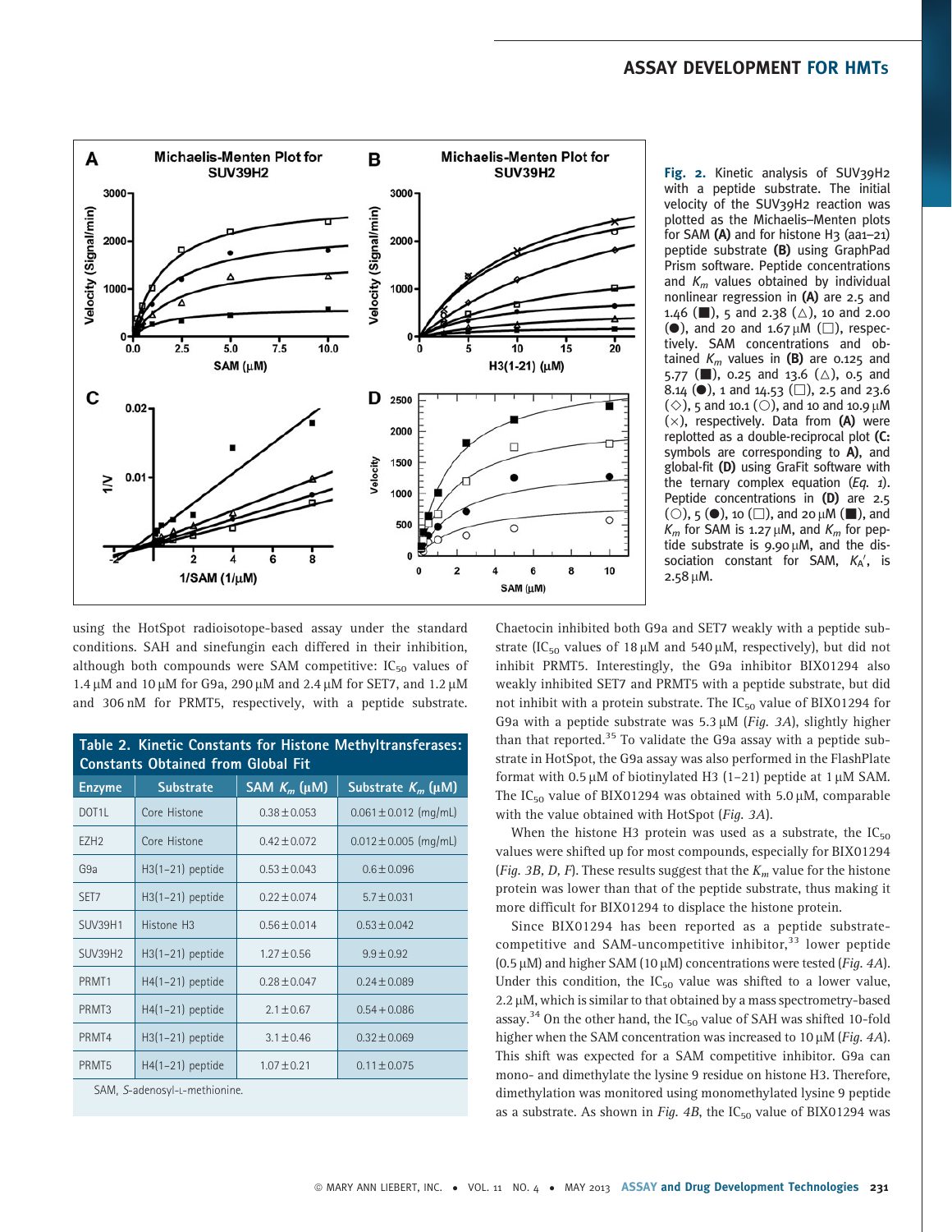**Fig. 2.** Kinetic analysis of SUV39H2 with a peptide substrate. The initial velocity of the SUV39H2 reaction was plotted as the Michaelis–Menten plots for SAM **(A)** and for histone H3 (aa1–21) peptide substrate **(B)** using GraphPad Prism software. Peptide concentrations and $K_m$ values obtained by individual nonlinear regression in **(A)** are 2.5 and 1.46 (■), 5 and 2.38 (△), 10 and 2.00 (●), and 20 and 1.67 μM (□), respectively. SAM concentrations and obtained $K_m$ values in **(B)** are 0.125 and 5.77 (■), 0.25 and 13.6 (△), 0.5 and 8.14 (●), 1 and 14.53 (□), 2.5 and 23.6 (◇), 5 and 10.1 (○), and 10 and 10.9 μM (×), respectively. Data from **(A)** were replotted as a double-reciprocal plot **(C:** symbols are corresponding to **A)**, and global-fit **(D)** using GraFit software with the ternary complex equation (*Eq. 1*). Peptide concentrations in **(D)** are 2.5 (○), 5 (●), 10 (□), and 20 μM (■), and $K_m$ for SAM is 1.27 μM, and $K_m$ for peptide substrate is 9.90 μM, and the dissociation constant for SAM, $K_A'$, is 2.58 μM.

using the HotSpot radioisotope-based assay under the standard conditions. SAH and sinefungin each differed in their inhibition, although both compounds were SAM competitive: $IC_{50}$ values of 1.4 μM and 10 μM for G9a, 290 μM and 2.4 μM for SET7, and 1.2 μM and 306 nM for PRMT5, respectively, with a peptide substrate.

**Table 2. Kinetic Constants for Histone Methyltransferases: Constants Obtained from Global Fit**

| Enzyme | Substrate | SAM $K_m$ (μM) | Substrate $K_m$ (μM) |
|---|---|---|---|
| DOT1L | Core Histone | 0.38 ± 0.053 | 0.061 ± 0.012 (mg/mL) |
| EZH2 | Core Histone | 0.42 ± 0.072 | 0.012 ± 0.005 (mg/mL) |
| G9a | H3(1–21) peptide | 0.53 ± 0.043 | 0.6 ± 0.096 |
| SET7 | H3(1–21) peptide | 0.22 ± 0.074 | 5.7 ± 0.031 |
| SUV39H1 | Histone H3 | 0.56 ± 0.014 | 0.53 ± 0.042 |
| SUV39H2 | H3(1–21) peptide | 1.27 ± 0.56 | 9.9 ± 0.92 |
| PRMT1 | H4(1–21) peptide | 0.28 ± 0.047 | 0.24 ± 0.089 |
| PRMT3 | H4(1–21) peptide | 2.1 ± 0.67 | 0.54 ± 0.086 |
| PRMT4 | H3(1–21) peptide | 3.1 ± 0.46 | 0.32 ± 0.069 |
| PRMT5 | H4(1–21) peptide | 1.07 ± 0.21 | 0.11 ± 0.075 |

SAM, *S*-adenosyl-L-methionine.

Chaetocin inhibited both G9a and SET7 weakly with a peptide substrate ($IC_{50}$ values of 18 μM and 540 μM, respectively), but did not inhibit PRMT5. Interestingly, the G9a inhibitor BIX01294 also weakly inhibited SET7 and PRMT5 with a peptide substrate, but did not inhibit with a protein substrate. The $IC_{50}$ value of BIX01294 for G9a with a peptide substrate was 5.3 μM (*Fig. 3A*), slightly higher than that reported.[35] To validate the G9a assay with a peptide substrate in HotSpot, the G9a assay was also performed in the FlashPlate format with 0.5 μM of biotinylated H3 (1–21) peptide at 1 μM SAM. The $IC_{50}$ value of BIX01294 was obtained with 5.0 μM, comparable with the value obtained with HotSpot (*Fig. 3A*).

When the histone H3 protein was used as a substrate, the $IC_{50}$ values were shifted up for most compounds, especially for BIX01294 (*Fig. 3B, D, F*). These results suggest that the $K_m$ value for the histone protein was lower than that of the peptide substrate, thus making it more difficult for BIX01294 to displace the histone protein.

Since BIX01294 has been reported as a peptide substrate-competitive and SAM-uncompetitive inhibitor,[33] lower peptide (0.5 μM) and higher SAM (10 μM) concentrations were tested (*Fig. 4A*). Under this condition, the $IC_{50}$ value was shifted to a lower value, 2.2 μM, which is similar to that obtained by a mass spectrometry-based assay.[34] On the other hand, the $IC_{50}$ value of SAH was shifted 10-fold higher when the SAM concentration was increased to 10 μM (*Fig. 4A*). This shift was expected for a SAM competitive inhibitor. G9a can mono- and dimethylate the lysine 9 residue on histone H3. Therefore, dimethylation was monitored using monomethylated lysine 9 peptide as a substrate. As shown in *Fig. 4B*, the $IC_{50}$ value of BIX01294 was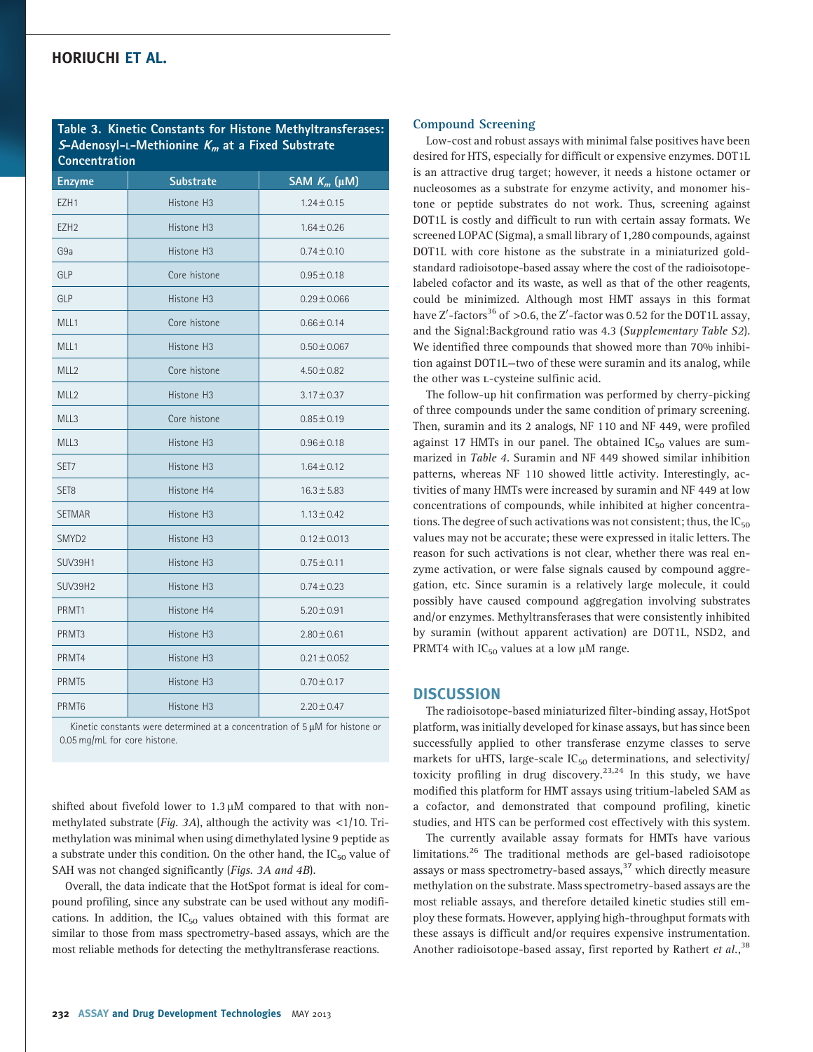**Table 3. Kinetic Constants for Histone Methyltransferases: *S*-Adenosyl-L-Methionine $K_m$ at a Fixed Substrate Concentration**

| Enzyme | Substrate | SAM $K_m$ (μM) |
|---|---|---|
| EZH1 | Histone H3 | 1.24 ± 0.15 |
| EZH2 | Histone H3 | 1.64 ± 0.26 |
| G9a | Histone H3 | 0.74 ± 0.10 |
| GLP | Core histone | 0.95 ± 0.18 |
| GLP | Histone H3 | 0.29 ± 0.066 |
| MLL1 | Core histone | 0.66 ± 0.14 |
| MLL1 | Histone H3 | 0.50 ± 0.067 |
| MLL2 | Core histone | 4.50 ± 0.82 |
| MLL2 | Histone H3 | 3.17 ± 0.37 |
| MLL3 | Core histone | 0.85 ± 0.19 |
| MLL3 | Histone H3 | 0.96 ± 0.18 |
| SET7 | Histone H3 | 1.64 ± 0.12 |
| SET8 | Histone H4 | 16.3 ± 5.83 |
| SETMAR | Histone H3 | 1.13 ± 0.42 |
| SMYD2 | Histone H3 | 0.12 ± 0.013 |
| SUV39H1 | Histone H3 | 0.75 ± 0.11 |
| SUV39H2 | Histone H3 | 0.74 ± 0.23 |
| PRMT1 | Histone H4 | 5.20 ± 0.91 |
| PRMT3 | Histone H3 | 2.80 ± 0.61 |
| PRMT4 | Histone H3 | 0.21 ± 0.052 |
| PRMT5 | Histone H3 | 0.70 ± 0.17 |
| PRMT6 | Histone H3 | 2.20 ± 0.47 |

Kinetic constants were determined at a concentration of 5 μM for histone or 0.05 mg/mL for core histone.

shifted about fivefold lower to 1.3 μM compared to that with non-methylated substrate (*Fig. 3A*), although the activity was <1/10. Trimethylation was minimal when using dimethylated lysine 9 peptide as a substrate under this condition. On the other hand, the $IC_{50}$ value of SAH was not changed significantly (*Figs. 3A and 4B*).

Overall, the data indicate that the HotSpot format is ideal for compound profiling, since any substrate can be used without any modifications. In addition, the $IC_{50}$ values obtained with this format are similar to those from mass spectrometry-based assays, which are the most reliable methods for detecting the methyltransferase reactions.

### Compound Screening

Low-cost and robust assays with minimal false positives have been desired for HTS, especially for difficult or expensive enzymes. DOT1L is an attractive drug target; however, it needs a histone octamer or nucleosomes as a substrate for enzyme activity, and monomer histone or peptide substrates do not work. Thus, screening against DOT1L is costly and difficult to run with certain assay formats. We screened LOPAC (Sigma), a small library of 1,280 compounds, against DOT1L with core histone as the substrate in a miniaturized gold-standard radioisotope-based assay where the cost of the radioisotope-labeled cofactor and its waste, as well as that of the other reagents, could be minimized. Although most HMT assays in this format have Z′-factors[36] of >0.6, the Z′-factor was 0.52 for the DOT1L assay, and the Signal:Background ratio was 4.3 (*Supplementary Table S2*). We identified three compounds that showed more than 70% inhibition against DOT1L—two of these were suramin and its analog, while the other was L-cysteine sulfinic acid.

The follow-up hit confirmation was performed by cherry-picking of three compounds under the same condition of primary screening. Then, suramin and its 2 analogs, NF 110 and NF 449, were profiled against 17 HMTs in our panel. The obtained $IC_{50}$ values are summarized in *Table 4*. Suramin and NF 449 showed similar inhibition patterns, whereas NF 110 showed little activity. Interestingly, activities of many HMTs were increased by suramin and NF 449 at low concentrations of compounds, while inhibited at higher concentrations. The degree of such activations was not consistent; thus, the $IC_{50}$ values may not be accurate; these were expressed in italic letters. The reason for such activations is not clear, whether there was real enzyme activation, or were false signals caused by compound aggregation, etc. Since suramin is a relatively large molecule, it could possibly have caused compound aggregation involving substrates and/or enzymes. Methyltransferases that were consistently inhibited by suramin (without apparent activation) are DOT1L, NSD2, and PRMT4 with $IC_{50}$ values at a low μM range.

## DISCUSSION

The radioisotope-based miniaturized filter-binding assay, HotSpot platform, was initially developed for kinase assays, but has since been successfully applied to other transferase enzyme classes to serve markets for uHTS, large-scale $IC_{50}$ determinations, and selectivity/toxicity profiling in drug discovery.[23,24] In this study, we have modified this platform for HMT assays using tritium-labeled SAM as a cofactor, and demonstrated that compound profiling, kinetic studies, and HTS can be performed cost effectively with this system.

The currently available assay formats for HMTs have various limitations.[26] The traditional methods are gel-based radioisotope assays or mass spectrometry-based assays,[37] which directly measure methylation on the substrate. Mass spectrometry-based assays are the most reliable assays, and therefore detailed kinetic studies still employ these formats. However, applying high-throughput formats with these assays is difficult and/or requires expensive instrumentation. Another radioisotope-based assay, first reported by Rathert *et al.*,[38]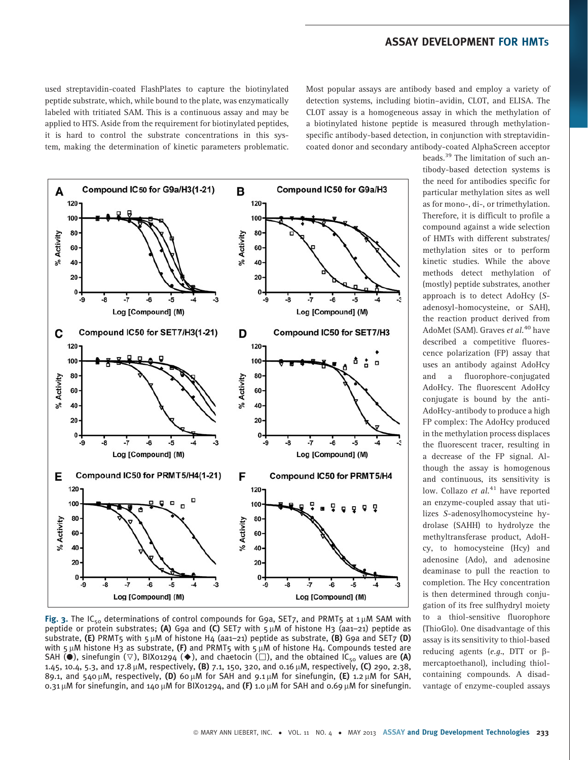used streptavidin-coated FlashPlates to capture the biotinylated peptide substrate, which, while bound to the plate, was enzymatically labeled with tritiated SAM. This is a continuous assay and may be applied to HTS. Aside from the requirement for biotinylated peptides, it is hard to control the substrate concentrations in this system, making the determination of kinetic parameters problematic.

Most popular assays are antibody based and employ a variety of detection systems, including biotin–avidin, CLOT, and ELISA. The CLOT assay is a homogeneous assay in which the methylation of a biotinylated histone peptide is measured through methylation-specific antibody-based detection, in conjunction with streptavidin-coated donor and secondary antibody-coated AlphaScreen acceptor beads.[39] The limitation of such antibody-based detection systems is the need for antibodies specific for particular methylation sites as well as for mono-, di-, or trimethylation. Therefore, it is difficult to profile a compound against a wide selection of HMTs with different substrates/methylation sites or to perform kinetic studies. While the above methods detect methylation of (mostly) peptide substrates, another approach is to detect AdoHcy (*S*-adenosyl-homocysteine, or SAH), the reaction product derived from AdoMet (SAM). Graves *et al.*[40] have described a competitive fluorescence polarization (FP) assay that uses an antibody against AdoHcy and a fluorophore-conjugated AdoHcy. The fluorescent AdoHcy conjugate is bound by the anti-AdoHcy-antibody to produce a high FP complex: The AdoHcy produced in the methylation process displaces the fluorescent tracer, resulting in a decrease of the FP signal. Although the assay is homogenous and continuous, its sensitivity is low. Collazo *et al.*[41] have reported an enzyme-coupled assay that utilizes *S*-adenosylhomocysteine hydrolase (SAHH) to hydrolyze the methyltransferase product, AdoHcy, to homocysteine (Hcy) and adenosine (Ado), and adenosine deaminase to pull the reaction to completion. The Hcy concentration is then determined through conjugation of its free sulfhydryl moiety to a thiol-sensitive fluorophore (ThioGlo). One disadvantage of this assay is its sensitivity to thiol-based reducing agents (*e.g.*, DTT or β-mercaptoethanol), including thiol-containing compounds. A disadvantage of enzyme-coupled assays

**Fig. 3.** The $IC_{50}$ determinations of control compounds for G9a, SET7, and PRMT5 at 1 μM SAM with peptide or protein substrates; **(A)** G9a and **(C)** SET7 with 5 μM of histone H3 (aa1–21) peptide as substrate, **(E)** PRMT5 with 5 μM of histone H4 (aa1–21) peptide as substrate, **(B)** G9a and SET7 **(D)** with 5 μM histone H3 as substrate, **(F)** and PRMT5 with 5 μM of histone H4. Compounds tested are SAH (●), sinefungin (▽), BIX01294 (◆), and chaetocin (□), and the obtained $IC_{50}$ values are **(A)** 1.45, 10.4, 5.3, and 17.8 μM, respectively, **(B)** 7.1, 150, 320, and 0.16 μM, respectively, **(C)** 290, 2.38, 89.1, and 540 μM, respectively, **(D)** 60 μM for SAH and 9.1 μM for sinefungin, **(E)** 1.2 μM for SAH, 0.31 μM for sinefungin, and 140 μM for BIX01294, and **(F)** 1.0 μM for SAH and 0.69 μM for sinefungin.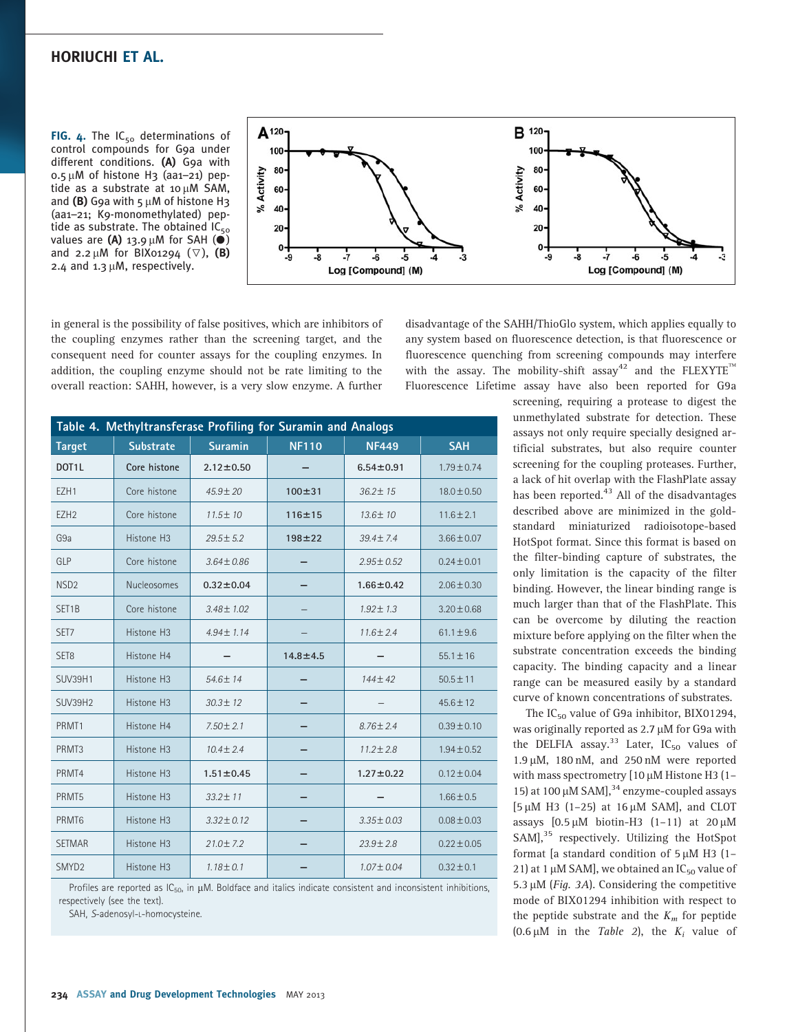**FIG. 4.** The $IC_{50}$ determinations of control compounds for G9a under different conditions. **(A)** G9a with 0.5 μM of histone H3 (aa1–21) peptide as a substrate at 10 μM SAM, and **(B)** G9a with 5 μM of histone H3 (aa1–21; K9-monomethylated) peptide as substrate. The obtained $IC_{50}$ values are **(A)** 13.9 μM for SAH (●) and 2.2 μM for BIX01294 (▽), **(B)** 2.4 and 1.3 μM, respectively.

in general is the possibility of false positives, which are inhibitors of the coupling enzymes rather than the screening target, and the consequent need for counter assays for the coupling enzymes. In addition, the coupling enzyme should not be rate limiting to the overall reaction: SAHH, however, is a very slow enzyme. A further disadvantage of the SAHH/ThioGlo system, which applies equally to any system based on fluorescence detection, is that fluorescence or fluorescence quenching from screening compounds may interfere with the assay. The mobility-shift assay[42] and the FLEXYTE™ Fluorescence Lifetime assay have also been reported for G9a screening, requiring a protease to digest the unmethylated substrate for detection. These assays not only require specially designed artificial substrates, but also require counter screening for the coupling proteases. Further, a lack of hit overlap with the FlashPlate assay has been reported.[43] All of the disadvantages described above are minimized in the gold-standard miniaturized radioisotope-based HotSpot format. Since this format is based on the filter-binding capture of substrates, the only limitation is the capacity of the filter binding. However, the linear binding range is much larger than that of the FlashPlate. This can be overcome by diluting the reaction mixture before applying on the filter when the substrate concentration exceeds the binding capacity. The binding capacity and a linear range can be measured easily by a standard curve of known concentrations of substrates.

**Table 4. Methyltransferase Profiling for Suramin and Analogs**

| Target | Substrate | Suramin | NF110 | NF449 | SAH |
|---|---|---|---|---|---|
| **DOT1L** | **Core histone** | **2.12±0.50** | – | **6.54±0.91** | 1.79±0.74 |
| EZH1 | Core histone | *45.9±20* | **100±31** | *36.2±15* | 18.0±0.50 |
| EZH2 | Core histone | *11.5±10* | **116±15** | *13.6±10* | 11.6±2.1 |
| G9a | Histone H3 | *29.5±5.2* | **198±22** | *39.4±7.4* | 3.66±0.07 |
| GLP | Core histone | *3.64±0.86* | – | *2.95±0.52* | 0.24±0.01 |
| NSD2 | Nucleosomes | **0.32±0.04** | – | **1.66±0.42** | 2.06±0.30 |
| SET1B | Core histone | *3.48±1.02* | – | *1.92±1.3* | 3.20±0.68 |
| SET7 | Histone H3 | *4.94±1.14* | – | *11.6±2.4* | 61.1±9.6 |
| SET8 | Histone H4 | – | **14.8±4.5** | – | 55.1±16 |
| SUV39H1 | Histone H3 | *54.6±14* | – | *144±42* | 50.5±11 |
| SUV39H2 | Histone H3 | *30.3±12* | – | – | 45.6±12 |
| PRMT1 | Histone H4 | *7.50±2.1* | – | *8.76±2.4* | 0.39±0.10 |
| PRMT3 | Histone H3 | *10.4±2.4* | – | *11.2±2.8* | 1.94±0.52 |
| PRMT4 | Histone H3 | **1.51±0.45** | – | **1.27±0.22** | 0.12±0.04 |
| PRMT5 | Histone H3 | *33.2±11* | – | – | 1.66±0.5 |
| PRMT6 | Histone H3 | *3.32±0.12* | – | *3.35±0.03* | 0.08±0.03 |
| SETMAR | Histone H3 | *21.0±7.2* | – | *23.9±2.8* | 0.22±0.05 |
| SMYD2 | Histone H3 | *1.18±0.1* | – | *1.07±0.04* | 0.32±0.1 |

Profiles are reported as $IC_{50}$, in μM. Boldface and italics indicate consistent and inconsistent inhibitions, respectively (see the text).

SAH, *S*-adenosyl-L-homocysteine.

The $IC_{50}$ value of G9a inhibitor, BIX01294, was originally reported as 2.7 μM for G9a with the DELFIA assay.[33] Later, $IC_{50}$ values of 1.9 μM, 180 nM, and 250 nM were reported with mass spectrometry [10 μM Histone H3 (1–15) at 100 μM SAM],[34] enzyme-coupled assays [5 μM H3 (1–25) at 16 μM SAM], and CLOT assays [0.5 μM biotin-H3 (1–11) at 20 μM SAM],[35] respectively. Utilizing the HotSpot format [a standard condition of 5 μM H3 (1–21) at 1 μM SAM], we obtained an $IC_{50}$ value of 5.3 μM (*Fig. 3A*). Considering the competitive mode of BIX01294 inhibition with respect to the peptide substrate and the $K_m$ for peptide (0.6 μM in the *Table 2*), the $K_i$ value of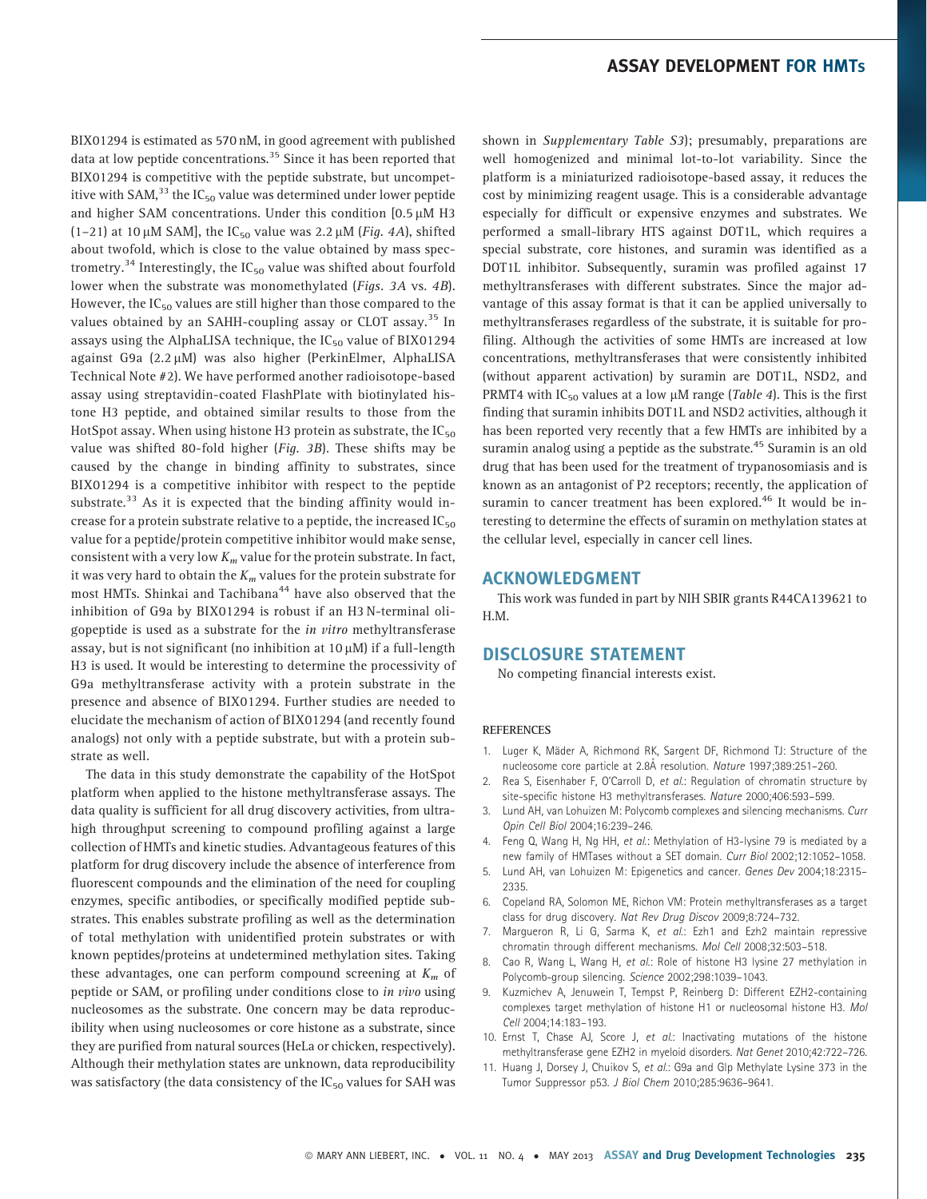BIX01294 is estimated as 570 nM, in good agreement with published data at low peptide concentrations.[35] Since it has been reported that BIX01294 is competitive with the peptide substrate, but uncompetitive with SAM,[33] the $IC_{50}$ value was determined under lower peptide and higher SAM concentrations. Under this condition [0.5 μM H3 (1–21) at 10 μM SAM], the $IC_{50}$ value was 2.2 μM (*Fig. 4A*), shifted about twofold, which is close to the value obtained by mass spectrometry.[34] Interestingly, the $IC_{50}$ value was shifted about fourfold lower when the substrate was monomethylated (*Figs. 3A* vs. *4B*). However, the $IC_{50}$ values are still higher than those compared to the values obtained by an SAHH-coupling assay or CLOT assay.[35] In assays using the AlphaLISA technique, the $IC_{50}$ value of BIX01294 against G9a (2.2 μM) was also higher (PerkinElmer, AlphaLISA Technical Note #2). We have performed another radioisotope-based assay using streptavidin-coated FlashPlate with biotinylated histone H3 peptide, and obtained similar results to those from the HotSpot assay. When using histone H3 protein as substrate, the $IC_{50}$ value was shifted 80-fold higher (*Fig. 3B*). These shifts may be caused by the change in binding affinity to substrates, since BIX01294 is a competitive inhibitor with respect to the peptide substrate.[33] As it is expected that the binding affinity would increase for a protein substrate relative to a peptide, the increased $IC_{50}$ value for a peptide/protein competitive inhibitor would make sense, consistent with a very low $K_m$ value for the protein substrate. In fact, it was very hard to obtain the $K_m$ values for the protein substrate for most HMTs. Shinkai and Tachibana[44] have also observed that the inhibition of G9a by BIX01294 is robust if an H3 N-terminal oligopeptide is used as a substrate for the *in vitro* methyltransferase assay, but is not significant (no inhibition at 10 μM) if a full-length H3 is used. It would be interesting to determine the processivity of G9a methyltransferase activity with a protein substrate in the presence and absence of BIX01294. Further studies are needed to elucidate the mechanism of action of BIX01294 (and recently found analogs) not only with a peptide substrate, but with a protein substrate as well.

The data in this study demonstrate the capability of the HotSpot platform when applied to the histone methyltransferase assays. The data quality is sufficient for all drug discovery activities, from ultrahigh throughput screening to compound profiling against a large collection of HMTs and kinetic studies. Advantageous features of this platform for drug discovery include the absence of interference from fluorescent compounds and the elimination of the need for coupling enzymes, specific antibodies, or specifically modified peptide substrates. This enables substrate profiling as well as the determination of total methylation with unidentified protein substrates or with known peptides/proteins at undetermined methylation sites. Taking these advantages, one can perform compound screening at $K_m$ of peptide or SAM, or profiling under conditions close to *in vivo* using nucleosomes as the substrate. One concern may be data reproducibility when using nucleosomes or core histone as a substrate, since they are purified from natural sources (HeLa or chicken, respectively). Although their methylation states are unknown, data reproducibility was satisfactory (the data consistency of the $IC_{50}$ values for SAH was shown in *Supplementary Table S3*); presumably, preparations are well homogenized and minimal lot-to-lot variability. Since the platform is a miniaturized radioisotope-based assay, it reduces the cost by minimizing reagent usage. This is a considerable advantage especially for difficult or expensive enzymes and substrates. We performed a small-library HTS against DOT1L, which requires a special substrate, core histones, and suramin was identified as a DOT1L inhibitor. Subsequently, suramin was profiled against 17 methyltransferases with different substrates. Since the major advantage of this assay format is that it can be applied universally to methyltransferases regardless of the substrate, it is suitable for profiling. Although the activities of some HMTs are increased at low concentrations, methyltransferases that were consistently inhibited (without apparent activation) by suramin are DOT1L, NSD2, and PRMT4 with $IC_{50}$ values at a low μM range (*Table 4*). This is the first finding that suramin inhibits DOT1L and NSD2 activities, although it has been reported very recently that a few HMTs are inhibited by a suramin analog using a peptide as the substrate.[45] Suramin is an old drug that has been used for the treatment of trypanosomiasis and is known as an antagonist of P2 receptors; recently, the application of suramin to cancer treatment has been explored.[46] It would be interesting to determine the effects of suramin on methylation states at the cellular level, especially in cancer cell lines.

## ACKNOWLEDGMENT

This work was funded in part by NIH SBIR grants R44CA139621 to H.M.

## DISCLOSURE STATEMENT

No competing financial interests exist.

### REFERENCES

1. Luger K, Mäder A, Richmond RK, Sargent DF, Richmond TJ: Structure of the nucleosome core particle at 2.8Å resolution. *Nature* 1997;389:251–260.
2. Rea S, Eisenhaber F, O'Carroll D, *et al.*: Regulation of chromatin structure by site-specific histone H3 methyltransferases. *Nature* 2000;406:593–599.
3. Lund AH, van Lohuizen M: Polycomb complexes and silencing mechanisms. *Curr Opin Cell Biol* 2004;16:239–246.
4. Feng Q, Wang H, Ng HH, *et al.*: Methylation of H3-lysine 79 is mediated by a new family of HMTases without a SET domain. *Curr Biol* 2002;12:1052–1058.
5. Lund AH, van Lohuizen M: Epigenetics and cancer. *Genes Dev* 2004;18:2315–2335.
6. Copeland RA, Solomon ME, Richon VM: Protein methyltransferases as a target class for drug discovery. *Nat Rev Drug Discov* 2009;8:724–732.
7. Margueron R, Li G, Sarma K, *et al.*: Ezh1 and Ezh2 maintain repressive chromatin through different mechanisms. *Mol Cell* 2008;32:503–518.
8. Cao R, Wang L, Wang H, *et al.*: Role of histone H3 lysine 27 methylation in Polycomb-group silencing. *Science* 2002;298:1039–1043.
9. Kuzmichev A, Jenuwein T, Tempst P, Reinberg D: Different EZH2-containing complexes target methylation of histone H1 or nucleosomal histone H3. *Mol Cell* 2004;14:183–193.
10. Ernst T, Chase AJ, Score J, *et al.*: Inactivating mutations of the histone methyltransferase gene EZH2 in myeloid disorders. *Nat Genet* 2010;42:722–726.
11. Huang J, Dorsey J, Chuikov S, *et al.*: G9a and Glp Methylate Lysine 373 in the Tumor Suppressor p53. *J Biol Chem* 2010;285:9636–9641.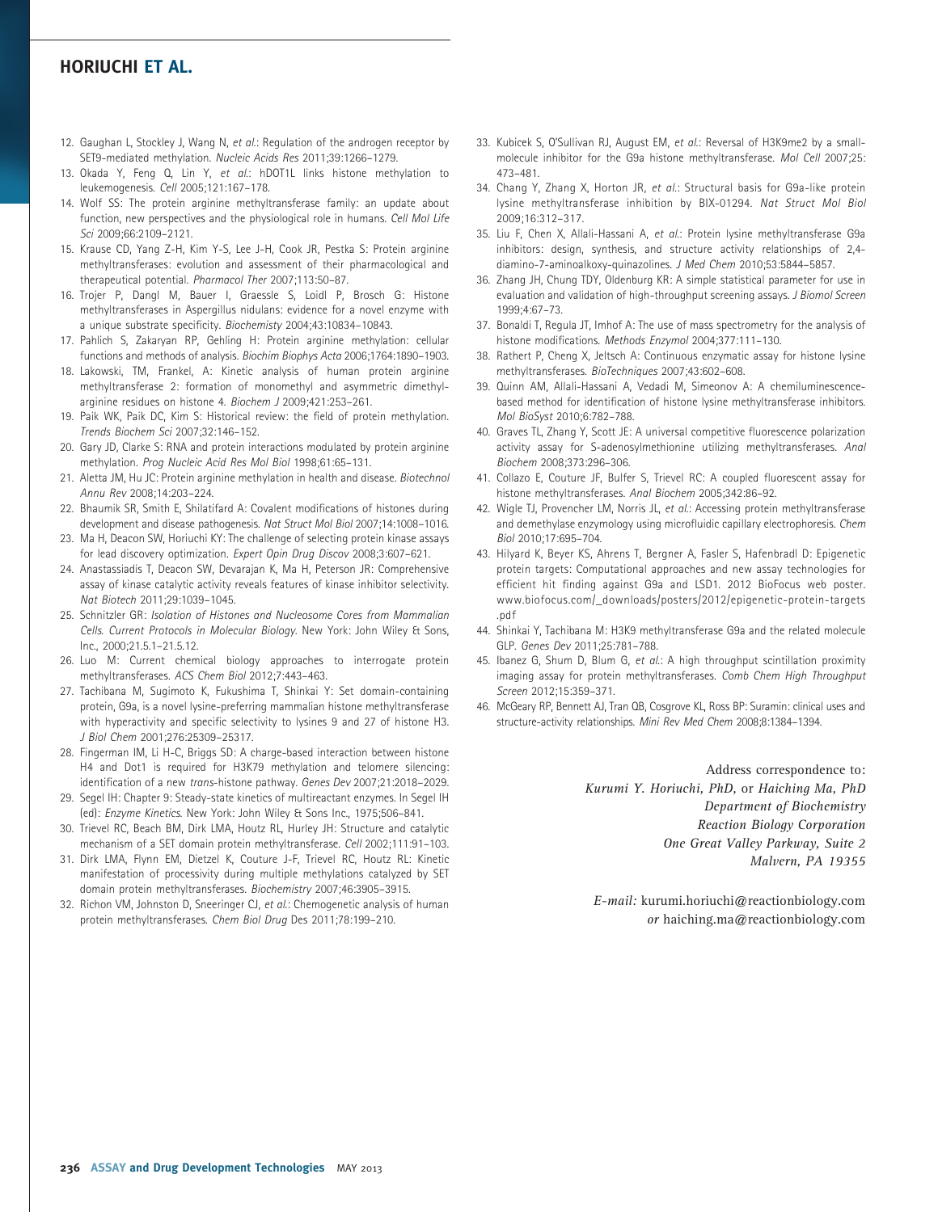12. Gaughan L, Stockley J, Wang N, *et al.*: Regulation of the androgen receptor by SET9-mediated methylation. *Nucleic Acids Res* 2011;39:1266–1279.
13. Okada Y, Feng Q, Lin Y, *et al.*: hDOT1L links histone methylation to leukemogenesis. *Cell* 2005;121:167–178.
14. Wolf SS: The protein arginine methyltransferase family: an update about function, new perspectives and the physiological role in humans. *Cell Mol Life Sci* 2009;66:2109–2121.
15. Krause CD, Yang Z-H, Kim Y-S, Lee J-H, Cook JR, Pestka S: Protein arginine methyltransferases: evolution and assessment of their pharmacological and therapeutical potential. *Pharmacol Ther* 2007;113:50–87.
16. Trojer P, Dangl M, Bauer I, Graessle S, Loidl P, Brosch G: Histone methyltransferases in Aspergillus nidulans: evidence for a novel enzyme with a unique substrate specificity. *Biochemisty* 2004;43:10834–10843.
17. Pahlich S, Zakaryan RP, Gehling H: Protein arginine methylation: cellular functions and methods of analysis. *Biochim Biophys Acta* 2006;1764:1890–1903.
18. Lakowski, TM, Frankel, A: Kinetic analysis of human protein arginine methyltransferase 2: formation of monomethyl and asymmetric dimethyl-arginine residues on histone 4. *Biochem J* 2009;421:253–261.
19. Paik WK, Paik DC, Kim S: Historical review: the field of protein methylation. *Trends Biochem Sci* 2007;32:146–152.
20. Gary JD, Clarke S: RNA and protein interactions modulated by protein arginine methylation. *Prog Nucleic Acid Res Mol Biol* 1998;61:65–131.
21. Aletta JM, Hu JC: Protein arginine methylation in health and disease. *Biotechnol Annu Rev* 2008;14:203–224.
22. Bhaumik SR, Smith E, Shilatifard A: Covalent modifications of histones during development and disease pathogenesis. *Nat Struct Mol Biol* 2007;14:1008–1016.
23. Ma H, Deacon SW, Horiuchi KY: The challenge of selecting protein kinase assays for lead discovery optimization. *Expert Opin Drug Discov* 2008;3:607–621.
24. Anastassiadis T, Deacon SW, Devarajan K, Ma H, Peterson JR: Comprehensive assay of kinase catalytic activity reveals features of kinase inhibitor selectivity. *Nat Biotech* 2011;29:1039–1045.
25. Schnitzler GR: *Isolation of Histones and Nucleosome Cores from Mammalian Cells. Current Protocols in Molecular Biology.* New York: John Wiley & Sons, Inc., 2000;21.5.1–21.5.12.
26. Luo M: Current chemical biology approaches to interrogate protein methyltransferases. *ACS Chem Biol* 2012;7:443–463.
27. Tachibana M, Sugimoto K, Fukushima T, Shinkai Y: Set domain-containing protein, G9a, is a novel lysine-preferring mammalian histone methyltransferase with hyperactivity and specific selectivity to lysines 9 and 27 of histone H3. *J Biol Chem* 2001;276:25309–25317.
28. Fingerman IM, Li H-C, Briggs SD: A charge-based interaction between histone H4 and Dot1 is required for H3K79 methylation and telomere silencing: identification of a new *trans*-histone pathway. *Genes Dev* 2007;21:2018–2029.
29. Segel IH: Chapter 9: Steady-state kinetics of multireactant enzymes. In Segel IH (ed): *Enzyme Kinetics.* New York: John Wiley & Sons Inc., 1975;506–841.
30. Trievel RC, Beach BM, Dirk LMA, Houtz RL, Hurley JH: Structure and catalytic mechanism of a SET domain protein methyltransferase. *Cell* 2002;111:91–103.
31. Dirk LMA, Flynn EM, Dietzel K, Couture J-F, Trievel RC, Houtz RL: Kinetic manifestation of processivity during multiple methylations catalyzed by SET domain protein methyltransferases. *Biochemistry* 2007;46:3905–3915.
32. Richon VM, Johnston D, Sneeringer CJ, *et al.*: Chemogenetic analysis of human protein methyltransferases. *Chem Biol Drug* Des 2011;78:199–210.
33. Kubicek S, O'Sullivan RJ, August EM, *et al.*: Reversal of H3K9me2 by a small-molecule inhibitor for the G9a histone methyltransferase. *Mol Cell* 2007;25: 473–481.
34. Chang Y, Zhang X, Horton JR, *et al.*: Structural basis for G9a-like protein lysine methyltransferase inhibition by BIX-01294. *Nat Struct Mol Biol* 2009;16:312–317.
35. Liu F, Chen X, Allali-Hassani A, *et al.*: Protein lysine methyltransferase G9a inhibitors: design, synthesis, and structure activity relationships of 2,4-diamino-7-aminoalkoxy-quinazolines. *J Med Chem* 2010;53:5844–5857.
36. Zhang JH, Chung TDY, Oldenburg KR: A simple statistical parameter for use in evaluation and validation of high-throughput screening assays. *J Biomol Screen* 1999;4:67–73.
37. Bonaldi T, Regula JT, Imhof A: The use of mass spectrometry for the analysis of histone modifications. *Methods Enzymol* 2004;377:111–130.
38. Rathert P, Cheng X, Jeltsch A: Continuous enzymatic assay for histone lysine methyltransferases. *BioTechniques* 2007;43:602–608.
39. Quinn AM, Allali-Hassani A, Vedadi M, Simeonov A: A chemiluminescence-based method for identification of histone lysine methyltransferase inhibitors. *Mol BioSyst* 2010;6:782–788.
40. Graves TL, Zhang Y, Scott JE: A universal competitive fluorescence polarization activity assay for S-adenosylmethionine utilizing methyltransferases. *Anal Biochem* 2008;373:296–306.
41. Collazo E, Couture JF, Bulfer S, Trievel RC: A coupled fluorescent assay for histone methyltransferases. *Anal Biochem* 2005;342:86–92.
42. Wigle TJ, Provencher LM, Norris JL, *et al.*: Accessing protein methyltransferase and demethylase enzymology using microfluidic capillary electrophoresis. *Chem Biol* 2010;17:695–704.
43. Hilyard K, Beyer KS, Ahrens T, Bergner A, Fasler S, Hafenbradl D: Epigenetic protein targets: Computational approaches and new assay technologies for efficient hit finding against G9a and LSD1. 2012 BioFocus web poster. www.biofocus.com/_downloads/posters/2012/epigenetic-protein-targets.pdf
44. Shinkai Y, Tachibana M: H3K9 methyltransferase G9a and the related molecule GLP. *Genes Dev* 2011;25:781–788.
45. Ibanez G, Shum D, Blum G, *et al.*: A high throughput scintillation proximity imaging assay for protein methyltransferases. *Comb Chem High Throughput Screen* 2012;15:359–371.
46. McGeary RP, Bennett AJ, Tran QB, Cosgrove KL, Ross BP: Suramin: clinical uses and structure-activity relationships. *Mini Rev Med Chem* 2008;8:1384–1394.

Address correspondence to:
*Kurumi Y. Horiuchi, PhD,* or *Haiching Ma, PhD*
*Department of Biochemistry*
*Reaction Biology Corporation*
*One Great Valley Parkway, Suite 2*
*Malvern, PA 19355*

*E-mail:* kurumi.horiuchi@reactionbiology.com
*or* haiching.ma@reactionbiology.com